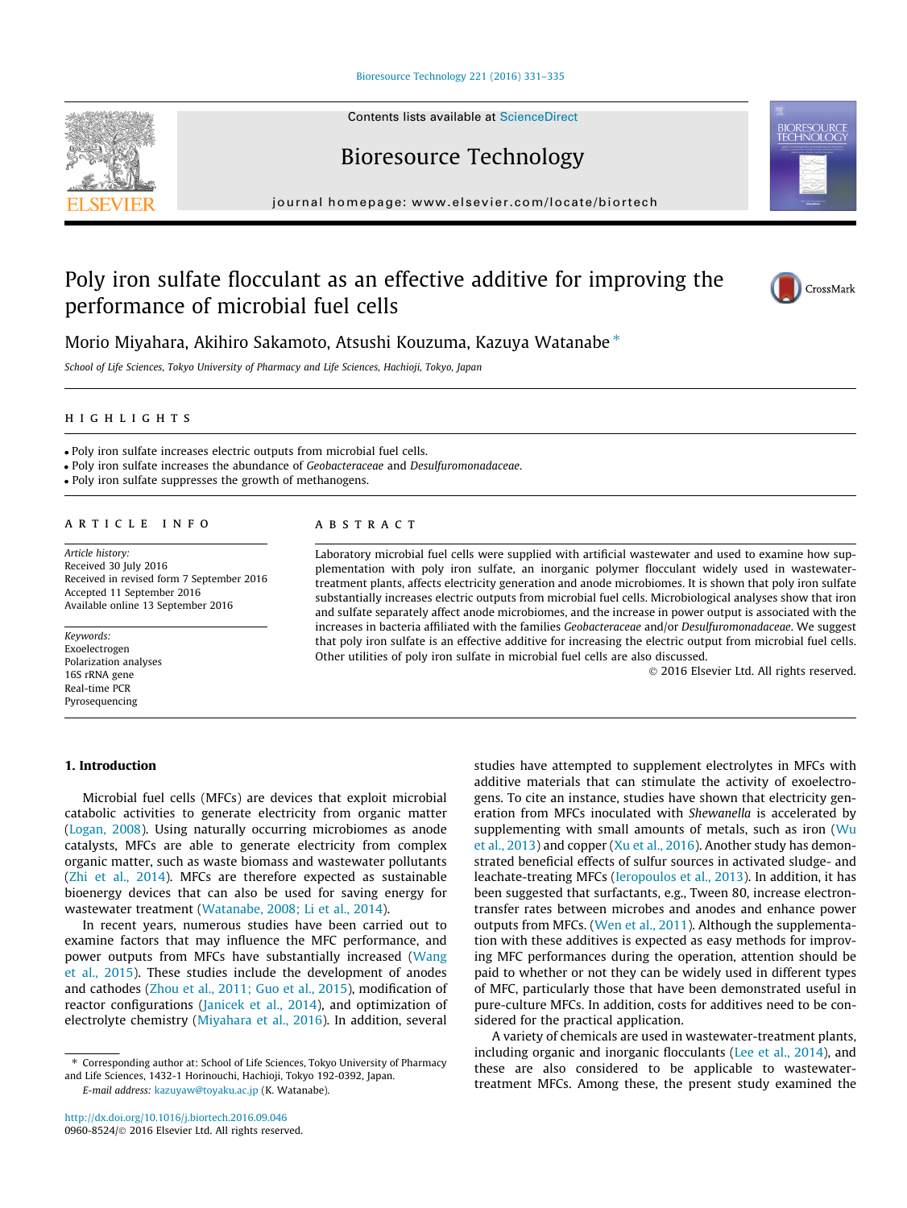# Poly iron sulfate flocculant as an effective additive for improving the performance of microbial fuel cells

Morio Miyahara, Akihiro Sakamoto, Atsushi Kouzuma, Kazuya Watanabe *

School of Life Sciences, Tokyo University of Pharmacy and Life Sciences, Hachioji, Tokyo, Japan

## HIGHLIGHTS

- Poly iron sulfate increases electric outputs from microbial fuel cells.
- Poly iron sulfate increases the abundance of *Geobacteraceae* and *Desulfuromonadaceae*.
- Poly iron sulfate suppresses the growth of methanogens.

## ARTICLE INFO

*Article history:*
Received 30 July 2016
Received in revised form 7 September 2016
Accepted 11 September 2016
Available online 13 September 2016

*Keywords:*
Exoelectrogen
Polarization analyses
16S rRNA gene
Real-time PCR
Pyrosequencing

## ABSTRACT

Laboratory microbial fuel cells were supplied with artificial wastewater and used to examine how supplementation with poly iron sulfate, an inorganic polymer flocculant widely used in wastewater-treatment plants, affects electricity generation and anode microbiomes. It is shown that poly iron sulfate substantially increases electric outputs from microbial fuel cells. Microbiological analyses show that iron and sulfate separately affect anode microbiomes, and the increase in power output is associated with the increases in bacteria affiliated with the families *Geobacteraceae* and/or *Desulfuromonadaceae*. We suggest that poly iron sulfate is an effective additive for increasing the electric output from microbial fuel cells. Other utilities of poly iron sulfate in microbial fuel cells are also discussed.

© 2016 Elsevier Ltd. All rights reserved.

## 1. Introduction

Microbial fuel cells (MFCs) are devices that exploit microbial catabolic activities to generate electricity from organic matter (Logan, 2008). Using naturally occurring microbiomes as anode catalysts, MFCs are able to generate electricity from complex organic matter, such as waste biomass and wastewater pollutants (Zhi et al., 2014). MFCs are therefore expected as sustainable bioenergy devices that can also be used for saving energy for wastewater treatment (Watanabe, 2008; Li et al., 2014).

In recent years, numerous studies have been carried out to examine factors that may influence the MFC performance, and power outputs from MFCs have substantially increased (Wang et al., 2015). These studies include the development of anodes and cathodes (Zhou et al., 2011; Guo et al., 2015), modification of reactor configurations (Janicek et al., 2014), and optimization of electrolyte chemistry (Miyahara et al., 2016). In addition, several studies have attempted to supplement electrolytes in MFCs with additive materials that can stimulate the activity of exoelectrogens. To cite an instance, studies have shown that electricity generation from MFCs inoculated with *Shewanella* is accelerated by supplementing with small amounts of metals, such as iron (Wu et al., 2013) and copper (Xu et al., 2016). Another study has demonstrated beneficial effects of sulfur sources in activated sludge- and leachate-treating MFCs (Ieropoulos et al., 2013). In addition, it has been suggested that surfactants, e.g., Tween 80, increase electron-transfer rates between microbes and anodes and enhance power outputs from MFCs. (Wen et al., 2011). Although the supplementation with these additives is expected as easy methods for improving MFC performances during the operation, attention should be paid to whether or not they can be widely used in different types of MFC, particularly those that have been demonstrated useful in pure-culture MFCs. In addition, costs for additives need to be considered for the practical application.

A variety of chemicals are used in wastewater-treatment plants, including organic and inorganic flocculants (Lee et al., 2014), and these are also considered to be applicable to wastewater-treatment MFCs. Among these, the present study examined the

* Corresponding author at: School of Life Sciences, Tokyo University of Pharmacy and Life Sciences, 1432-1 Horinouchi, Hachioji, Tokyo 192-0392, Japan.
*E-mail address:* kazuyaw@toyaku.ac.jp (K. Watanabe).

http://dx.doi.org/10.1016/j.biortech.2016.09.046
0960-8524/© 2016 Elsevier Ltd. All rights reserved.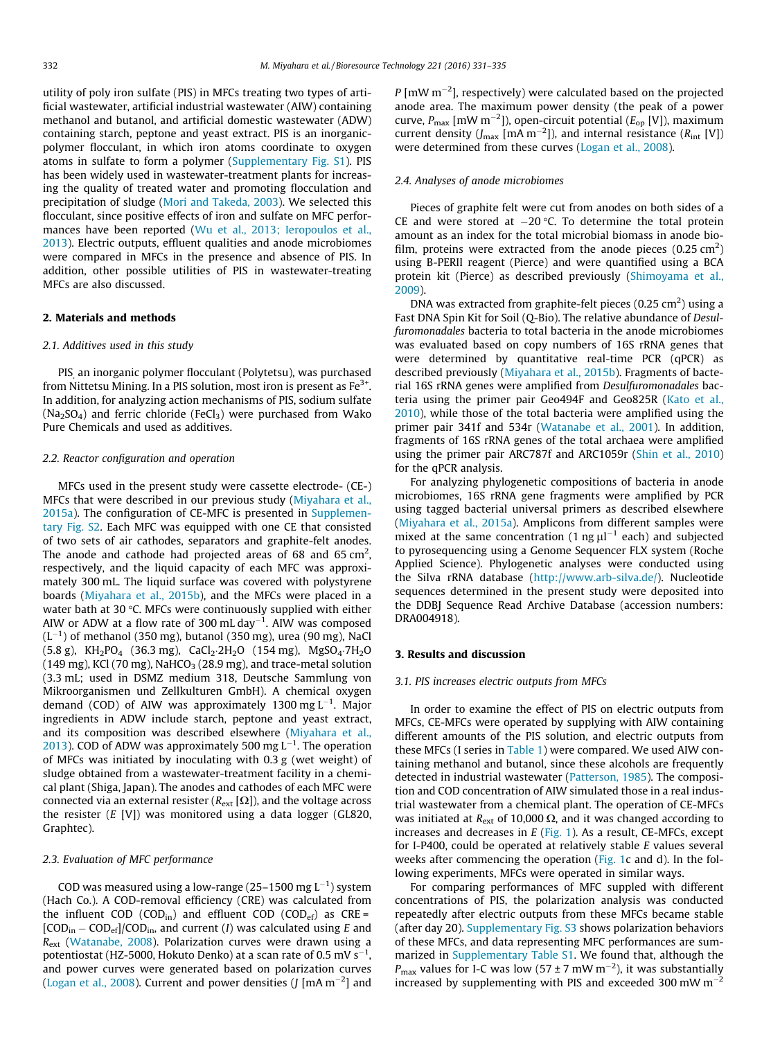utility of poly iron sulfate (PIS) in MFCs treating two types of artificial wastewater, artificial industrial wastewater (AIW) containing methanol and butanol, and artificial domestic wastewater (ADW) containing starch, peptone and yeast extract. PIS is an inorganic-polymer flocculant, in which iron atoms coordinate to oxygen atoms in sulfate to form a polymer (Supplementary Fig. S1). PIS has been widely used in wastewater-treatment plants for increasing the quality of treated water and promoting flocculation and precipitation of sludge (Mori and Takeda, 2003). We selected this flocculant, since positive effects of iron and sulfate on MFC performances have been reported (Wu et al., 2013; Ieropoulos et al., 2013). Electric outputs, effluent qualities and anode microbiomes were compared in MFCs in the presence and absence of PIS. In addition, other possible utilities of PIS in wastewater-treating MFCs are also discussed.

## 2. Materials and methods

### 2.1. Additives used in this study

PIS, an inorganic polymer flocculant (Polytetsu), was purchased from Nittetsu Mining. In a PIS solution, most iron is present as $Fe^{3+}$. In addition, for analyzing action mechanisms of PIS, sodium sulfate ($Na_2SO_4$) and ferric chloride ($FeCl_3$) were purchased from Wako Pure Chemicals and used as additives.

### 2.2. Reactor configuration and operation

MFCs used in the present study were cassette electrode- (CE-) MFCs that were described in our previous study (Miyahara et al., 2015a). The configuration of CE-MFC is presented in Supplementary Fig. S2. Each MFC was equipped with one CE that consisted of two sets of air cathodes, separators and graphite-felt anodes. The anode and cathode had projected areas of 68 and 65 $cm^2$, respectively, and the liquid capacity of each MFC was approximately 300 mL. The liquid surface was covered with polystyrene boards (Miyahara et al., 2015b), and the MFCs were placed in a water bath at 30 °C. MFCs were continuously supplied with either AIW or ADW at a flow rate of 300 mL $day^{-1}$. AIW was composed ($L^{-1}$) of methanol (350 mg), butanol (350 mg), urea (90 mg), NaCl (5.8 g), $KH_2PO_4$ (36.3 mg), $CaCl_2{\cdot}2H_2O$ (154 mg), $MgSO_4{\cdot}7H_2O$ (149 mg), KCl (70 mg), $NaHCO_3$ (28.9 mg), and trace-metal solution (3.3 mL; used in DSMZ medium 318, Deutsche Sammlung von Mikroorganismen und Zellkulturen GmbH). A chemical oxygen demand (COD) of AIW was approximately 1300 mg $L^{-1}$. Major ingredients in ADW include starch, peptone and yeast extract, and its composition was described elsewhere (Miyahara et al., 2013). COD of ADW was approximately 500 mg $L^{-1}$. The operation of MFCs was initiated by inoculating with 0.3 g (wet weight) of sludge obtained from a wastewater-treatment facility in a chemical plant (Shiga, Japan). The anodes and cathodes of each MFC were connected via an external resister ($R_{ext}$ [Ω]), and the voltage across the resister ($E$ [V]) was monitored using a data logger (GL820, Graphtec).

### 2.3. Evaluation of MFC performance

COD was measured using a low-range (25–1500 mg $L^{-1}$) system (Hach Co.). A COD-removal efficiency (CRE) was calculated from the influent COD ($COD_{in}$) and effluent COD ($COD_{ef}$) as CRE = $[COD_{in} - COD_{ef}]/COD_{in}$, and current ($I$) was calculated using $E$ and $R_{ext}$ (Watanabe, 2008). Polarization curves were drawn using a potentiostat (HZ-5000, Hokuto Denko) at a scan rate of 0.5 mV $s^{-1}$, and power curves were generated based on polarization curves (Logan et al., 2008). Current and power densities ($J$ [mA $m^{-2}$] and $P$ [mW $m^{-2}$], respectively) were calculated based on the projected anode area. The maximum power density (the peak of a power curve, $P_{max}$ [mW $m^{-2}$]), open-circuit potential ($E_{op}$ [V]), maximum current density ($J_{max}$ [mA $m^{-2}$]), and internal resistance ($R_{int}$ [V]) were determined from these curves (Logan et al., 2008).

### 2.4. Analyses of anode microbiomes

Pieces of graphite felt were cut from anodes on both sides of a CE and were stored at −20 °C. To determine the total protein amount as an index for the total microbial biomass in anode biofilm, proteins were extracted from the anode pieces (0.25 $cm^2$) using B-PERII reagent (Pierce) and were quantified using a BCA protein kit (Pierce) as described previously (Shimoyama et al., 2009).

DNA was extracted from graphite-felt pieces (0.25 $cm^2$) using a Fast DNA Spin Kit for Soil (Q-Bio). The relative abundance of *Desulfuromonadales* bacteria to total bacteria in the anode microbiomes was evaluated based on copy numbers of 16S rRNA genes that were determined by quantitative real-time PCR (qPCR) as described previously (Miyahara et al., 2015b). Fragments of bacterial 16S rRNA genes were amplified from *Desulfuromonadales* bacteria using the primer pair Geo494F and Geo825R (Kato et al., 2010), while those of the total bacteria were amplified using the primer pair 341f and 534r (Watanabe et al., 2001). In addition, fragments of 16S rRNA genes of the total archaea were amplified using the primer pair ARC787f and ARC1059r (Shin et al., 2010) for the qPCR analysis.

For analyzing phylogenetic compositions of bacteria in anode microbiomes, 16S rRNA gene fragments were amplified by PCR using tagged bacterial universal primers as described elsewhere (Miyahara et al., 2015a). Amplicons from different samples were mixed at the same concentration (1 ng $\mu l^{-1}$ each) and subjected to pyrosequencing using a Genome Sequencer FLX system (Roche Applied Science). Phylogenetic analyses were conducted using the Silva rRNA database (http://www.arb-silva.de/). Nucleotide sequences determined in the present study were deposited into the DDBJ Sequence Read Archive Database (accession numbers: DRA004918).

## 3. Results and discussion

### 3.1. PIS increases electric outputs from MFCs

In order to examine the effect of PIS on electric outputs from MFCs, CE-MFCs were operated by supplying with AIW containing different amounts of the PIS solution, and electric outputs from these MFCs (I series in Table 1) were compared. We used AIW containing methanol and butanol, since these alcohols are frequently detected in industrial wastewater (Patterson, 1985). The composition and COD concentration of AIW simulated those in a real industrial wastewater from a chemical plant. The operation of CE-MFCs was initiated at $R_{ext}$ of 10,000 Ω, and it was changed according to increases and decreases in $E$ (Fig. 1). As a result, CE-MFCs, except for I-P400, could be operated at relatively stable $E$ values several weeks after commencing the operation (Fig. 1c and d). In the following experiments, MFCs were operated in similar ways.

For comparing performances of MFC suppled with different concentrations of PIS, the polarization analysis was conducted repeatedly after electric outputs from these MFCs became stable (after day 20). Supplementary Fig. S3 shows polarization behaviors of these MFCs, and data representing MFC performances are summarized in Supplementary Table S1. We found that, although the $P_{max}$ values for I-C was low (57 ± 7 mW $m^{-2}$), it was substantially increased by supplementing with PIS and exceeded 300 mW $m^{-2}$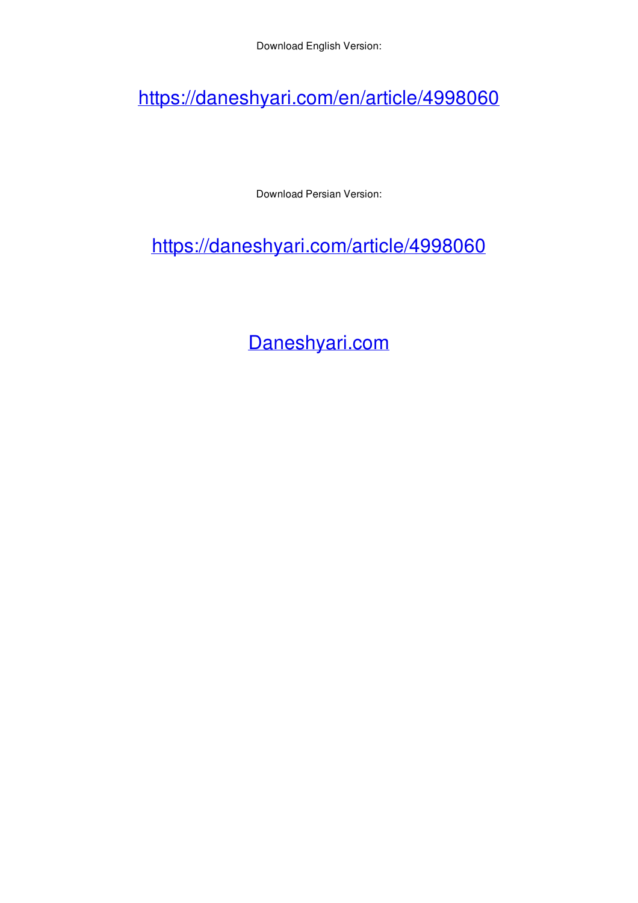Download English Version:

https://daneshyari.com/en/article/4998060

Download Persian Version:

https://daneshyari.com/article/4998060

Daneshyari.com